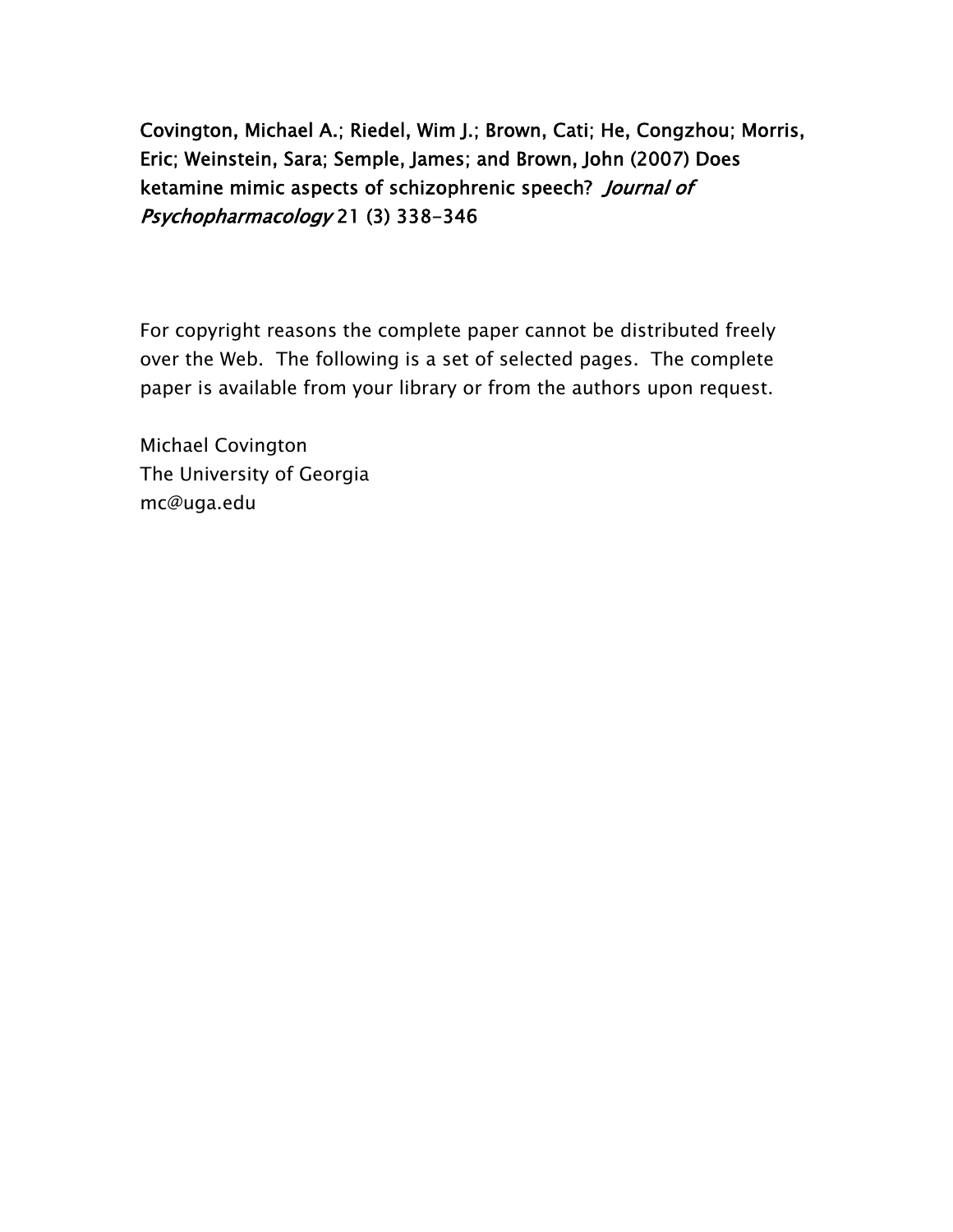**Covington, Michael A.; Riedel, Wim J.; Brown, Cati; He, Congzhou; Morris, Eric; Weinstein, Sara; Semple, James; and Brown, John (2007) Does ketamine mimic aspects of schizophrenic speech?** *Journal of Psychopharmacology* 21 (3) 338-346

For copyright reasons the complete paper cannot be distributed freely over the Web. The following is a set of selected pages. The complete paper is available from your library or from the authors upon request.

Michael Covington
The University of Georgia
mc@uga.edu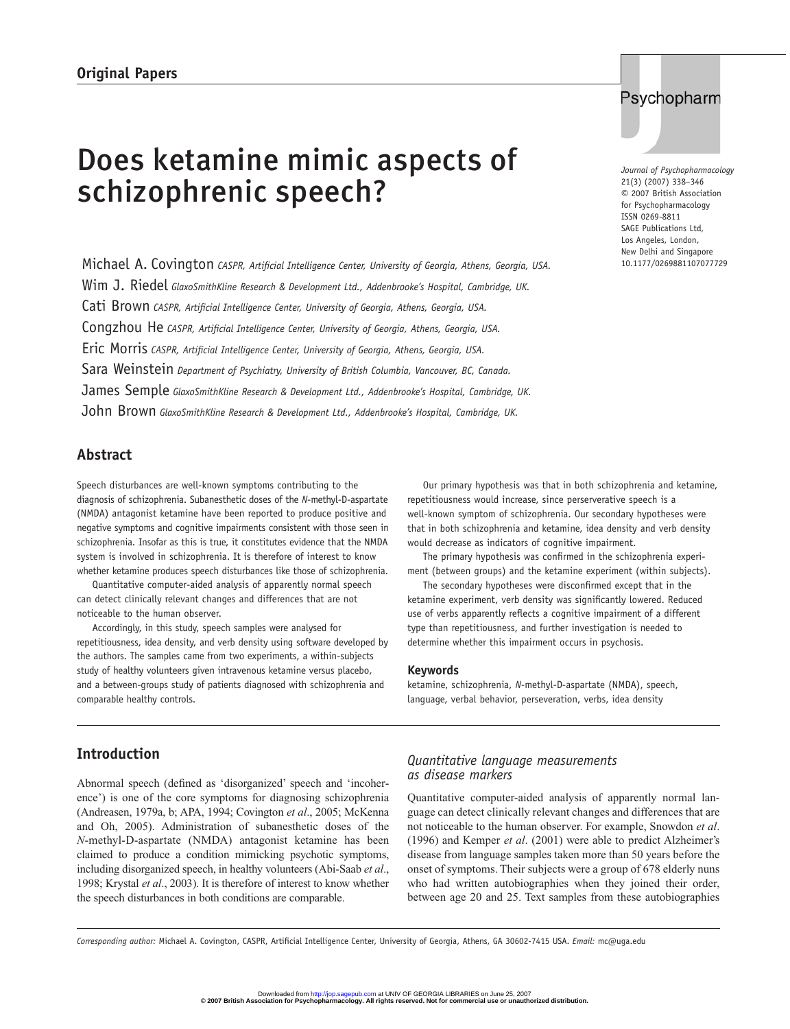Original Papers

# Does ketamine mimic aspects of schizophrenic speech?

Journal of Psychopharmacology
21(3) (2007) 338–346
© 2007 British Association for Psychopharmacology
ISSN 0269-8811
SAGE Publications Ltd, Los Angeles, London, New Delhi and Singapore
10.1177/0269881107077729

Michael A. Covington *CASPR, Artificial Intelligence Center, University of Georgia, Athens, Georgia, USA.*
Wim J. Riedel *GlaxoSmithKline Research & Development Ltd., Addenbrooke's Hospital, Cambridge, UK.*
Cati Brown *CASPR, Artificial Intelligence Center, University of Georgia, Athens, Georgia, USA.*
Congzhou He *CASPR, Artificial Intelligence Center, University of Georgia, Athens, Georgia, USA.*
Eric Morris *CASPR, Artificial Intelligence Center, University of Georgia, Athens, Georgia, USA.*
Sara Weinstein *Department of Psychiatry, University of British Columbia, Vancouver, BC, Canada.*
James Semple *GlaxoSmithKline Research & Development Ltd., Addenbrooke's Hospital, Cambridge, UK.*
John Brown *GlaxoSmithKline Research & Development Ltd., Addenbrooke's Hospital, Cambridge, UK.*

## Abstract

Speech disturbances are well-known symptoms contributing to the diagnosis of schizophrenia. Subanesthetic doses of the *N*-methyl-D-aspartate (NMDA) antagonist ketamine have been reported to produce positive and negative symptoms and cognitive impairments consistent with those seen in schizophrenia. Insofar as this is true, it constitutes evidence that the NMDA system is involved in schizophrenia. It is therefore of interest to know whether ketamine produces speech disturbances like those of schizophrenia.

Quantitative computer-aided analysis of apparently normal speech can detect clinically relevant changes and differences that are not noticeable to the human observer.

Accordingly, in this study, speech samples were analysed for repetitiousness, idea density, and verb density using software developed by the authors. The samples came from two experiments, a within-subjects study of healthy volunteers given intravenous ketamine versus placebo, and a between-groups study of patients diagnosed with schizophrenia and comparable healthy controls.

Our primary hypothesis was that in both schizophrenia and ketamine, repetitiousness would increase, since perserverative speech is a well-known symptom of schizophrenia. Our secondary hypotheses were that in both schizophrenia and ketamine, idea density and verb density would decrease as indicators of cognitive impairment.

The primary hypothesis was confirmed in the schizophrenia experiment (between groups) and the ketamine experiment (within subjects).

The secondary hypotheses were disconfirmed except that in the ketamine experiment, verb density was significantly lowered. Reduced use of verbs apparently reflects a cognitive impairment of a different type than repetitiousness, and further investigation is needed to determine whether this impairment occurs in psychosis.

### Keywords

ketamine, schizophrenia, *N*-methyl-D-aspartate (NMDA), speech, language, verbal behavior, perseveration, verbs, idea density

## Introduction

Abnormal speech (defined as 'disorganized' speech and 'incoherence') is one of the core symptoms for diagnosing schizophrenia (Andreasen, 1979a, b; APA, 1994; Covington *et al*., 2005; McKenna and Oh, 2005). Administration of subanesthetic doses of the *N*-methyl-D-aspartate (NMDA) antagonist ketamine has been claimed to produce a condition mimicking psychotic symptoms, including disorganized speech, in healthy volunteers (Abi-Saab *et al*., 1998; Krystal *et al*., 2003). It is therefore of interest to know whether the speech disturbances in both conditions are comparable.

### *Quantitative language measurements as disease markers*

Quantitative computer-aided analysis of apparently normal language can detect clinically relevant changes and differences that are not noticeable to the human observer. For example, Snowdon *et al*. (1996) and Kemper *et al*. (2001) were able to predict Alzheimer's disease from language samples taken more than 50 years before the onset of symptoms. Their subjects were a group of 678 elderly nuns who had written autobiographies when they joined their order, between age 20 and 25. Text samples from these autobiographies

*Corresponding author:* Michael A. Covington, CASPR, Artificial Intelligence Center, University of Georgia, Athens, GA 30602-7415 USA. *Email:* mc@uga.edu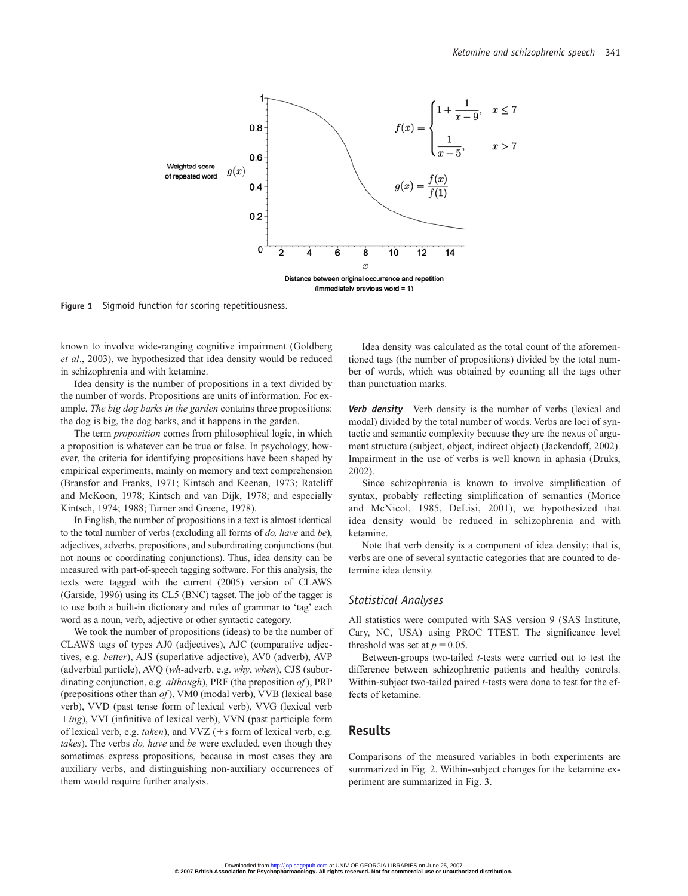$$f(x) = \begin{cases} 1 + \dfrac{1}{x-9}, & x \le 7 \\ \dfrac{1}{x-5}, & x > 7 \end{cases}$$

$$g(x) = \frac{f(x)}{f(1)}$$

**Figure 1** Sigmoid function for scoring repetitiousness.

known to involve wide-ranging cognitive impairment (Goldberg *et al*., 2003), we hypothesized that idea density would be reduced in schizophrenia and with ketamine.

Idea density is the number of propositions in a text divided by the number of words. Propositions are units of information. For example, *The big dog barks in the garden* contains three propositions: the dog is big, the dog barks, and it happens in the garden.

The term *proposition* comes from philosophical logic, in which a proposition is whatever can be true or false. In psychology, however, the criteria for identifying propositions have been shaped by empirical experiments, mainly on memory and text comprehension (Bransfor and Franks, 1971; Kintsch and Keenan, 1973; Ratcliff and McKoon, 1978; Kintsch and van Dijk, 1978; and especially Kintsch, 1974; 1988; Turner and Greene, 1978).

In English, the number of propositions in a text is almost identical to the total number of verbs (excluding all forms of *do, have* and *be*), adjectives, adverbs, prepositions, and subordinating conjunctions (but not nouns or coordinating conjunctions). Thus, idea density can be measured with part-of-speech tagging software. For this analysis, the texts were tagged with the current (2005) version of CLAWS (Garside, 1996) using its CL5 (BNC) tagset. The job of the tagger is to use both a built-in dictionary and rules of grammar to 'tag' each word as a noun, verb, adjective or other syntactic category.

We took the number of propositions (ideas) to be the number of CLAWS tags of types AJ0 (adjectives), AJC (comparative adjectives, e.g. *better*), AJS (superlative adjective), AV0 (adverb), AVP (adverbial particle), AVQ (*wh*-adverb, e.g. *why*, *when*), CJS (subordinating conjunction, e.g. *although*), PRF (the preposition *of*), PRP (prepositions other than *of*), VM0 (modal verb), VVB (lexical base verb), VVD (past tense form of lexical verb), VVG (lexical verb +*ing*), VVI (infinitive of lexical verb), VVN (past participle form of lexical verb, e.g. *taken*), and VVZ (+*s* form of lexical verb, e.g. *takes*). The verbs *do, have* and *be* were excluded, even though they sometimes express propositions, because in most cases they are auxiliary verbs, and distinguishing non-auxiliary occurrences of them would require further analysis.

Idea density was calculated as the total count of the aforementioned tags (the number of propositions) divided by the total number of words, which was obtained by counting all the tags other than punctuation marks.

***Verb density*** Verb density is the number of verbs (lexical and modal) divided by the total number of words. Verbs are loci of syntactic and semantic complexity because they are the nexus of argument structure (subject, object, indirect object) (Jackendoff, 2002). Impairment in the use of verbs is well known in aphasia (Druks, 2002).

Since schizophrenia is known to involve simplification of syntax, probably reflecting simplification of semantics (Morice and McNicol, 1985, DeLisi, 2001), we hypothesized that idea density would be reduced in schizophrenia and with ketamine.

Note that verb density is a component of idea density; that is, verbs are one of several syntactic categories that are counted to determine idea density.

### *Statistical Analyses*

All statistics were computed with SAS version 9 (SAS Institute, Cary, NC, USA) using PROC TTEST. The significance level threshold was set at $p = 0.05$.

Between-groups two-tailed *t*-tests were carried out to test the difference between schizophrenic patients and healthy controls. Within-subject two-tailed paired *t*-tests were done to test for the effects of ketamine.

## Results

Comparisons of the measured variables in both experiments are summarized in Fig. 2. Within-subject changes for the ketamine experiment are summarized in Fig. 3.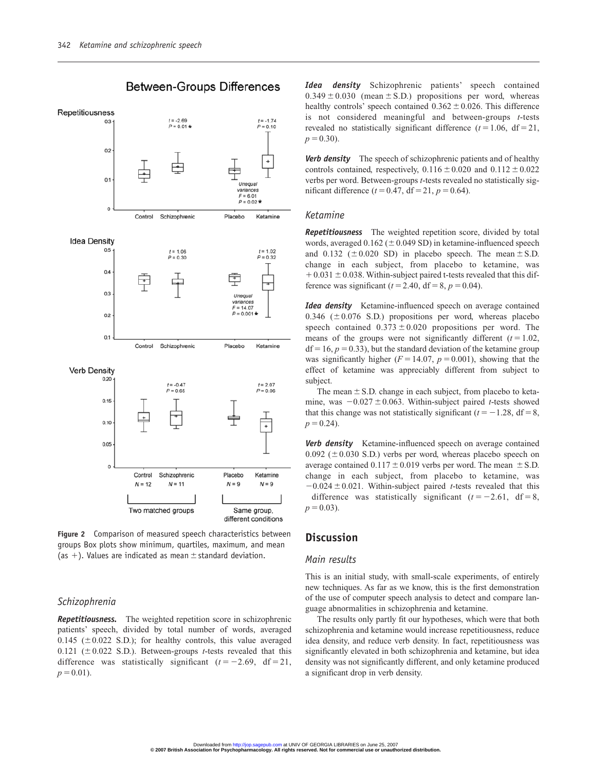Figure 2 Comparison of measured speech characteristics between groups Box plots show minimum, quartiles, maximum, and mean (as +). Values are indicated as mean ± standard deviation.

### Schizophrenia

***Repetitiousness.*** The weighted repetition score in schizophrenic patients' speech, divided by total number of words, averaged 0.145 (±0.022 S.D.); for healthy controls, this value averaged 0.121 (±0.022 S.D.). Between-groups $t$-tests revealed that this difference was statistically significant ($t = -2.69$, df = 21, $p = 0.01$).

***Idea density*** Schizophrenic patients' speech contained 0.349 ± 0.030 (mean ± S.D.) propositions per word, whereas healthy controls' speech contained 0.362 ± 0.026. This difference is not considered meaningful and between-groups $t$-tests revealed no statistically significant difference ($t = 1.06$, df = 21, $p = 0.30$).

***Verb density*** The speech of schizophrenic patients and of healthy controls contained, respectively, 0.116 ± 0.020 and 0.112 ± 0.022 verbs per word. Between-groups $t$-tests revealed no statistically significant difference ($t = 0.47$, df = 21, $p = 0.64$).

### Ketamine

***Repetitiousness*** The weighted repetition score, divided by total words, averaged 0.162 (±0.049 SD) in ketamine-influenced speech and 0.132 (±0.020 SD) in placebo speech. The mean ± S.D. change in each subject, from placebo to ketamine, was +0.031 ± 0.038. Within-subject paired t-tests revealed that this difference was significant ($t = 2.40$, df = 8, $p = 0.04$).

***Idea density*** Ketamine-influenced speech on average contained 0.346 (±0.076 S.D.) propositions per word, whereas placebo speech contained 0.373 ± 0.020 propositions per word. The means of the groups were not significantly different ($t = 1.02$, df = 16, $p = 0.33$), but the standard deviation of the ketamine group was significantly higher ($F = 14.07$, $p = 0.001$), showing that the effect of ketamine was appreciably different from subject to subject.

The mean ± S.D. change in each subject, from placebo to ketamine, was −0.027 ± 0.063. Within-subject paired $t$-tests showed that this change was not statistically significant ($t = -1.28$, df = 8, $p = 0.24$).

***Verb density*** Ketamine-influenced speech on average contained 0.092 (±0.030 S.D.) verbs per word, whereas placebo speech on average contained 0.117 ± 0.019 verbs per word. The mean ± S.D. change in each subject, from placebo to ketamine, was −0.024 ± 0.021. Within-subject paired $t$-tests revealed that this difference was statistically significant ($t = -2.61$, df = 8, $p = 0.03$).

## Discussion

### Main results

This is an initial study, with small-scale experiments, of entirely new techniques. As far as we know, this is the first demonstration of the use of computer speech analysis to detect and compare language abnormalities in schizophrenia and ketamine.

The results only partly fit our hypotheses, which were that both schizophrenia and ketamine would increase repetitiousness, reduce idea density, and reduce verb density. In fact, repetitiousness was significantly elevated in both schizophrenia and ketamine, but idea density was not significantly different, and only ketamine produced a significant drop in verb density.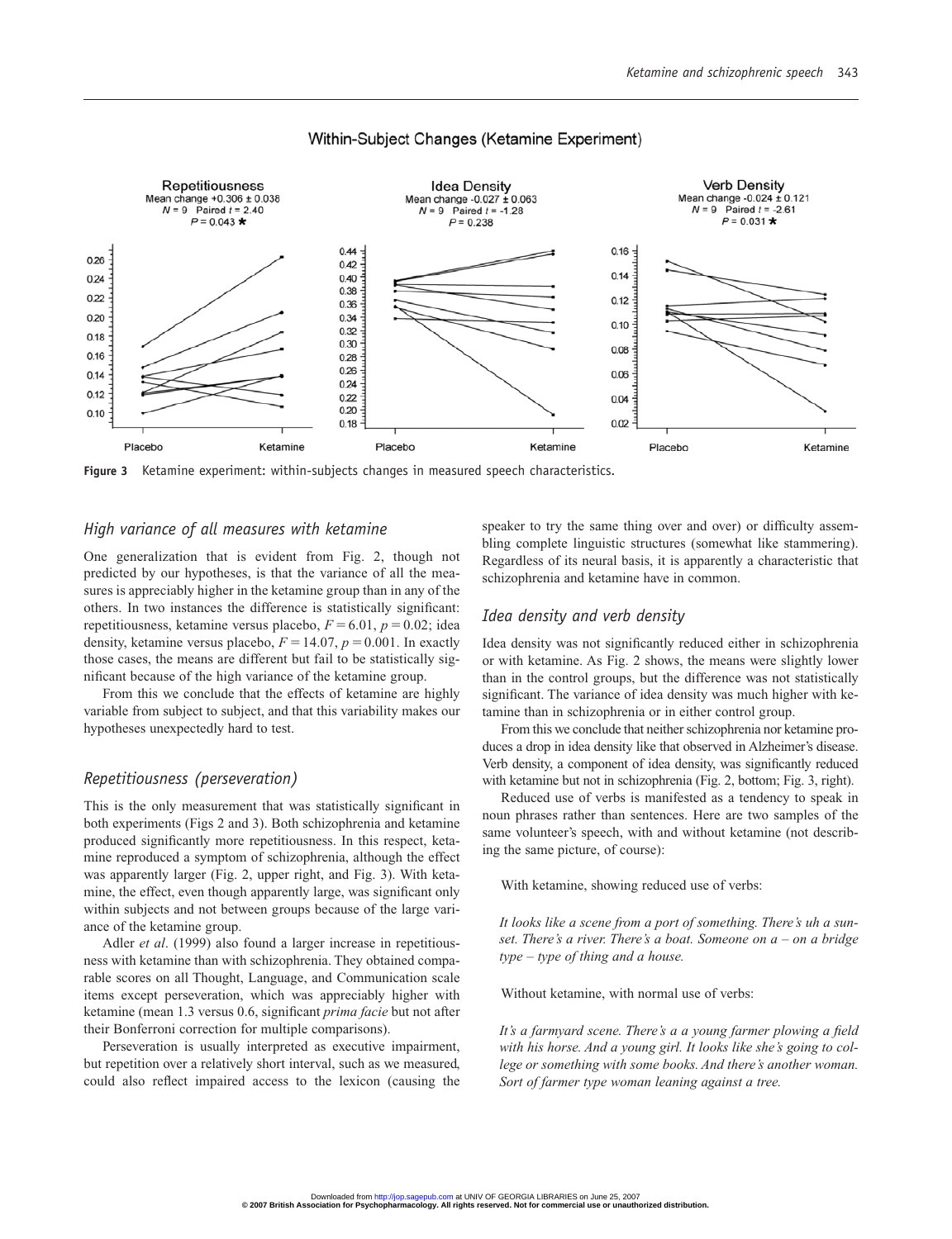Figure 3 Ketamine experiment: within-subjects changes in measured speech characteristics.

## High variance of all measures with ketamine

One generalization that is evident from Fig. 2, though not predicted by our hypotheses, is that the variance of all the measures is appreciably higher in the ketamine group than in any of the others. In two instances the difference is statistically significant: repetitiousness, ketamine versus placebo, $F = 6.01$, $p = 0.02$; idea density, ketamine versus placebo, $F = 14.07$, $p = 0.001$. In exactly those cases, the means are different but fail to be statistically significant because of the high variance of the ketamine group.

From this we conclude that the effects of ketamine are highly variable from subject to subject, and that this variability makes our hypotheses unexpectedly hard to test.

## Repetitiousness (perseveration)

This is the only measurement that was statistically significant in both experiments (Figs 2 and 3). Both schizophrenia and ketamine produced significantly more repetitiousness. In this respect, ketamine reproduced a symptom of schizophrenia, although the effect was apparently larger (Fig. 2, upper right, and Fig. 3). With ketamine, the effect, even though apparently large, was significant only within subjects and not between groups because of the large variance of the ketamine group.

Adler *et al*. (1999) also found a larger increase in repetitiousness with ketamine than with schizophrenia. They obtained comparable scores on all Thought, Language, and Communication scale items except perseveration, which was appreciably higher with ketamine (mean 1.3 versus 0.6, significant *prima facie* but not after their Bonferroni correction for multiple comparisons).

Perseveration is usually interpreted as executive impairment, but repetition over a relatively short interval, such as we measured, could also reflect impaired access to the lexicon (causing the speaker to try the same thing over and over) or difficulty assembling complete linguistic structures (somewhat like stammering). Regardless of its neural basis, it is apparently a characteristic that schizophrenia and ketamine have in common.

## Idea density and verb density

Idea density was not significantly reduced either in schizophrenia or with ketamine. As Fig. 2 shows, the means were slightly lower than in the control groups, but the difference was not statistically significant. The variance of idea density was much higher with ketamine than in schizophrenia or in either control group.

From this we conclude that neither schizophrenia nor ketamine produces a drop in idea density like that observed in Alzheimer's disease. Verb density, a component of idea density, was significantly reduced with ketamine but not in schizophrenia (Fig. 2, bottom; Fig. 3, right).

Reduced use of verbs is manifested as a tendency to speak in noun phrases rather than sentences. Here are two samples of the same volunteer's speech, with and without ketamine (not describing the same picture, of course):

With ketamine, showing reduced use of verbs:

*It looks like a scene from a port of something. There's uh a sunset. There's a river. There's a boat. Someone on a – on a bridge type – type of thing and a house.*

Without ketamine, with normal use of verbs:

*It's a farmyard scene. There's a a young farmer plowing a field with his horse. And a young girl. It looks like she's going to college or something with some books. And there's another woman. Sort of farmer type woman leaning against a tree.*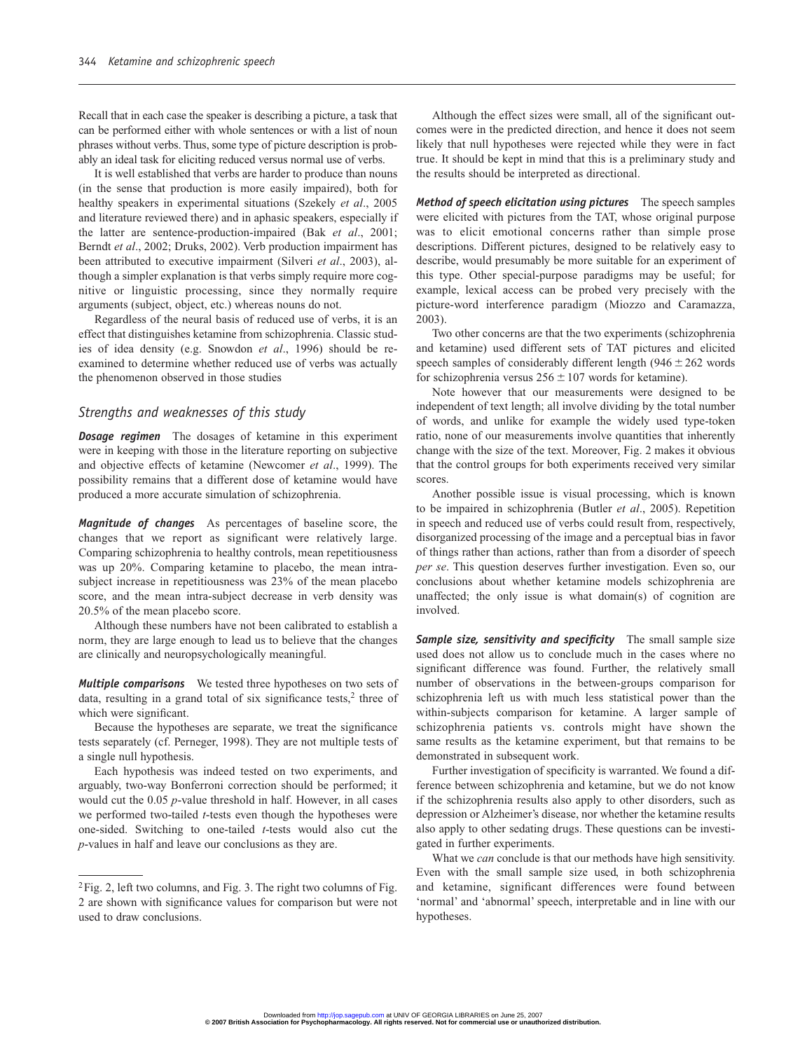Recall that in each case the speaker is describing a picture, a task that can be performed either with whole sentences or with a list of noun phrases without verbs. Thus, some type of picture description is probably an ideal task for eliciting reduced versus normal use of verbs.

It is well established that verbs are harder to produce than nouns (in the sense that production is more easily impaired), both for healthy speakers in experimental situations (Szekely *et al*., 2005 and literature reviewed there) and in aphasic speakers, especially if the latter are sentence-production-impaired (Bak *et al*., 2001; Berndt *et al*., 2002; Druks, 2002). Verb production impairment has been attributed to executive impairment (Silveri *et al*., 2003), although a simpler explanation is that verbs simply require more cognitive or linguistic processing, since they normally require arguments (subject, object, etc.) whereas nouns do not.

Regardless of the neural basis of reduced use of verbs, it is an effect that distinguishes ketamine from schizophrenia. Classic studies of idea density (e.g. Snowdon *et al*., 1996) should be reexamined to determine whether reduced use of verbs was actually the phenomenon observed in those studies

## Strengths and weaknesses of this study

***Dosage regimen*** The dosages of ketamine in this experiment were in keeping with those in the literature reporting on subjective and objective effects of ketamine (Newcomer *et al*., 1999). The possibility remains that a different dose of ketamine would have produced a more accurate simulation of schizophrenia.

***Magnitude of changes*** As percentages of baseline score, the changes that we report as significant were relatively large. Comparing schizophrenia to healthy controls, mean repetitiousness was up 20%. Comparing ketamine to placebo, the mean intra-subject increase in repetitiousness was 23% of the mean placebo score, and the mean intra-subject decrease in verb density was 20.5% of the mean placebo score.

Although these numbers have not been calibrated to establish a norm, they are large enough to lead us to believe that the changes are clinically and neuropsychologically meaningful.

***Multiple comparisons*** We tested three hypotheses on two sets of data, resulting in a grand total of six significance tests,[2] three of which were significant.

Because the hypotheses are separate, we treat the significance tests separately (cf. Perneger, 1998). They are not multiple tests of a single null hypothesis.

Each hypothesis was indeed tested on two experiments, and arguably, two-way Bonferroni correction should be performed; it would cut the 0.05 *p*-value threshold in half. However, in all cases we performed two-tailed *t*-tests even though the hypotheses were one-sided. Switching to one-tailed *t*-tests would also cut the *p*-values in half and leave our conclusions as they are.

Although the effect sizes were small, all of the significant outcomes were in the predicted direction, and hence it does not seem likely that null hypotheses were rejected while they were in fact true. It should be kept in mind that this is a preliminary study and the results should be interpreted as directional.

***Method of speech elicitation using pictures*** The speech samples were elicited with pictures from the TAT, whose original purpose was to elicit emotional concerns rather than simple prose descriptions. Different pictures, designed to be relatively easy to describe, would presumably be more suitable for an experiment of this type. Other special-purpose paradigms may be useful; for example, lexical access can be probed very precisely with the picture-word interference paradigm (Miozzo and Caramazza, 2003).

Two other concerns are that the two experiments (schizophrenia and ketamine) used different sets of TAT pictures and elicited speech samples of considerably different length ($946 \pm 262$ words for schizophrenia versus $256 \pm 107$ words for ketamine).

Note however that our measurements were designed to be independent of text length; all involve dividing by the total number of words, and unlike for example the widely used type-token ratio, none of our measurements involve quantities that inherently change with the size of the text. Moreover, Fig. 2 makes it obvious that the control groups for both experiments received very similar scores.

Another possible issue is visual processing, which is known to be impaired in schizophrenia (Butler *et al*., 2005). Repetition in speech and reduced use of verbs could result from, respectively, disorganized processing of the image and a perceptual bias in favor of things rather than actions, rather than from a disorder of speech *per se*. This question deserves further investigation. Even so, our conclusions about whether ketamine models schizophrenia are unaffected; the only issue is what domain(s) of cognition are involved.

***Sample size, sensitivity and specificity*** The small sample size used does not allow us to conclude much in the cases where no significant difference was found. Further, the relatively small number of observations in the between-groups comparison for schizophrenia left us with much less statistical power than the within-subjects comparison for ketamine. A larger sample of schizophrenia patients vs. controls might have shown the same results as the ketamine experiment, but that remains to be demonstrated in subsequent work.

Further investigation of specificity is warranted. We found a difference between schizophrenia and ketamine, but we do not know if the schizophrenia results also apply to other disorders, such as depression or Alzheimer's disease, nor whether the ketamine results also apply to other sedating drugs. These questions can be investigated in further experiments.

What we *can* conclude is that our methods have high sensitivity. Even with the small sample size used, in both schizophrenia and ketamine, significant differences were found between 'normal' and 'abnormal' speech, interpretable and in line with our hypotheses.

---

[2] Fig. 2, left two columns, and Fig. 3. The right two columns of Fig. 2 are shown with significance values for comparison but were not used to draw conclusions.